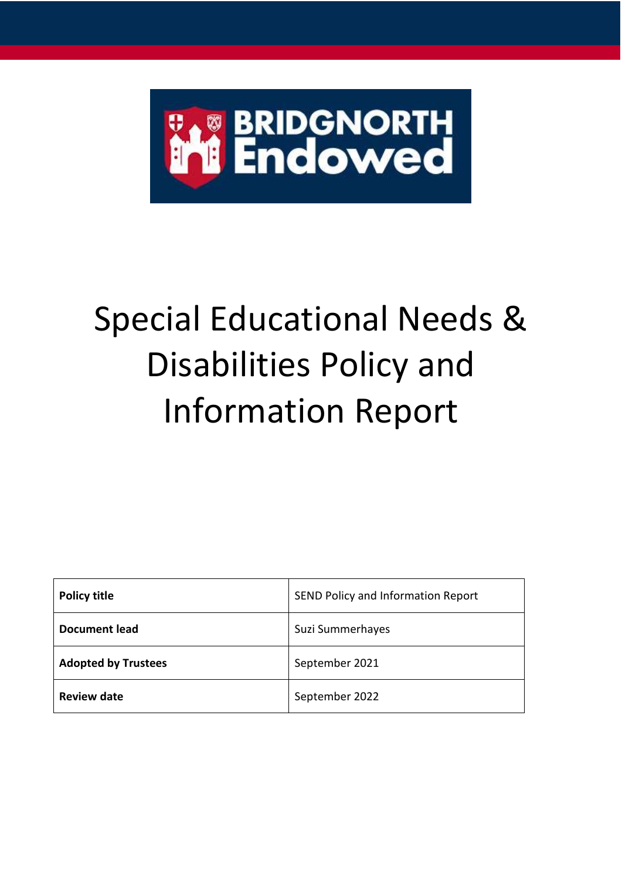BRIDGNORTH Endowed

# Special Educational Needs & Disabilities Policy and Information Report

| Policy title | SEND Policy and Information Report |
|---|---|
| Document lead | Suzi Summerhayes |
| Adopted by Trustees | September 2021 |
| Review date | September 2022 |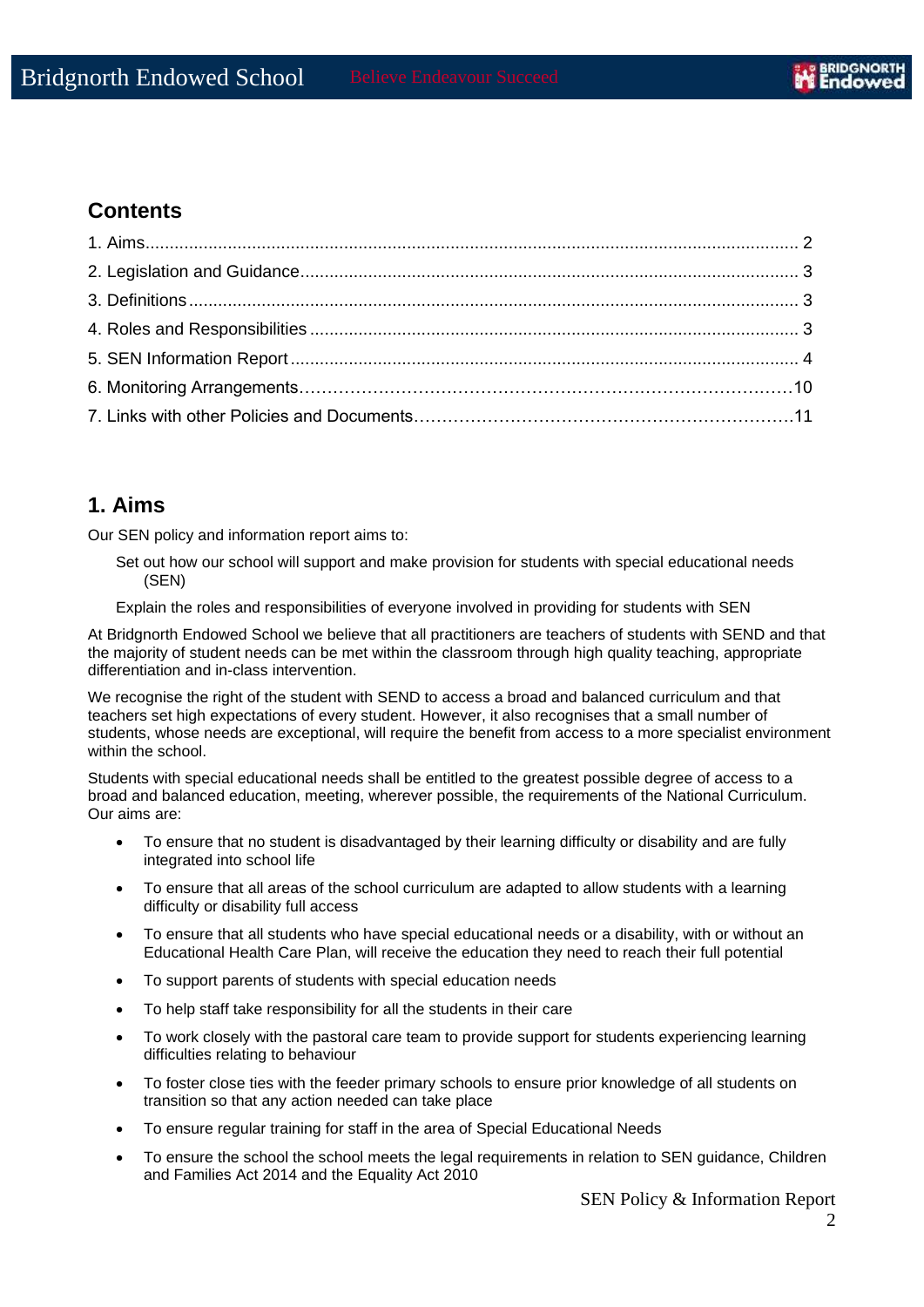## Contents

1. Aims.......................................................................................................................... 2
2. Legislation and Guidance......................................................................................... 3
3. Definitions.................................................................................................................. 3
4. Roles and Responsibilities....................................................................................... 3
5. SEN Information Report........................................................................................... 4
6. Monitoring Arrangements…………………………………………………………………10
7. Links with other Policies and Documents……………………………………………11

## 1. Aims

Our SEN policy and information report aims to:

Set out how our school will support and make provision for students with special educational needs (SEN)

Explain the roles and responsibilities of everyone involved in providing for students with SEN

At Bridgnorth Endowed School we believe that all practitioners are teachers of students with SEND and that the majority of student needs can be met within the classroom through high quality teaching, appropriate differentiation and in-class intervention.

We recognise the right of the student with SEND to access a broad and balanced curriculum and that teachers set high expectations of every student. However, it also recognises that a small number of students, whose needs are exceptional, will require the benefit from access to a more specialist environment within the school.

Students with special educational needs shall be entitled to the greatest possible degree of access to a broad and balanced education, meeting, wherever possible, the requirements of the National Curriculum. Our aims are:

- To ensure that no student is disadvantaged by their learning difficulty or disability and are fully integrated into school life
- To ensure that all areas of the school curriculum are adapted to allow students with a learning difficulty or disability full access
- To ensure that all students who have special educational needs or a disability, with or without an Educational Health Care Plan, will receive the education they need to reach their full potential
- To support parents of students with special education needs
- To help staff take responsibility for all the students in their care
- To work closely with the pastoral care team to provide support for students experiencing learning difficulties relating to behaviour
- To foster close ties with the feeder primary schools to ensure prior knowledge of all students on transition so that any action needed can take place
- To ensure regular training for staff in the area of Special Educational Needs
- To ensure the school the school meets the legal requirements in relation to SEN guidance, Children and Families Act 2014 and the Equality Act 2010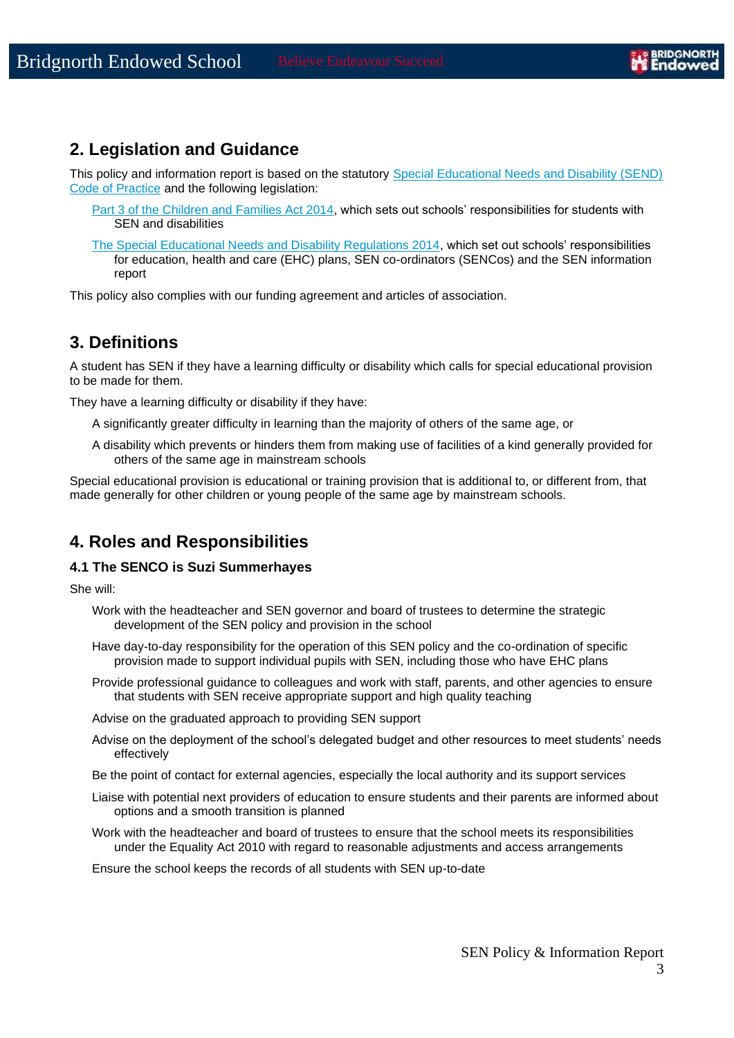## 2. Legislation and Guidance

This policy and information report is based on the statutory [Special Educational Needs and Disability (SEND) Code of Practice] and the following legislation:

- [Part 3 of the Children and Families Act 2014], which sets out schools' responsibilities for students with SEN and disabilities
- [The Special Educational Needs and Disability Regulations 2014], which set out schools' responsibilities for education, health and care (EHC) plans, SEN co-ordinators (SENCos) and the SEN information report

This policy also complies with our funding agreement and articles of association.

## 3. Definitions

A student has SEN if they have a learning difficulty or disability which calls for special educational provision to be made for them.

They have a learning difficulty or disability if they have:

- A significantly greater difficulty in learning than the majority of others of the same age, or
- A disability which prevents or hinders them from making use of facilities of a kind generally provided for others of the same age in mainstream schools

Special educational provision is educational or training provision that is additional to, or different from, that made generally for other children or young people of the same age by mainstream schools.

## 4. Roles and Responsibilities

### 4.1 The SENCO is Suzi Summerhayes

She will:

- Work with the headteacher and SEN governor and board of trustees to determine the strategic development of the SEN policy and provision in the school
- Have day-to-day responsibility for the operation of this SEN policy and the co-ordination of specific provision made to support individual pupils with SEN, including those who have EHC plans
- Provide professional guidance to colleagues and work with staff, parents, and other agencies to ensure that students with SEN receive appropriate support and high quality teaching
- Advise on the graduated approach to providing SEN support
- Advise on the deployment of the school's delegated budget and other resources to meet students' needs effectively
- Be the point of contact for external agencies, especially the local authority and its support services
- Liaise with potential next providers of education to ensure students and their parents are informed about options and a smooth transition is planned
- Work with the headteacher and board of trustees to ensure that the school meets its responsibilities under the Equality Act 2010 with regard to reasonable adjustments and access arrangements
- Ensure the school keeps the records of all students with SEN up-to-date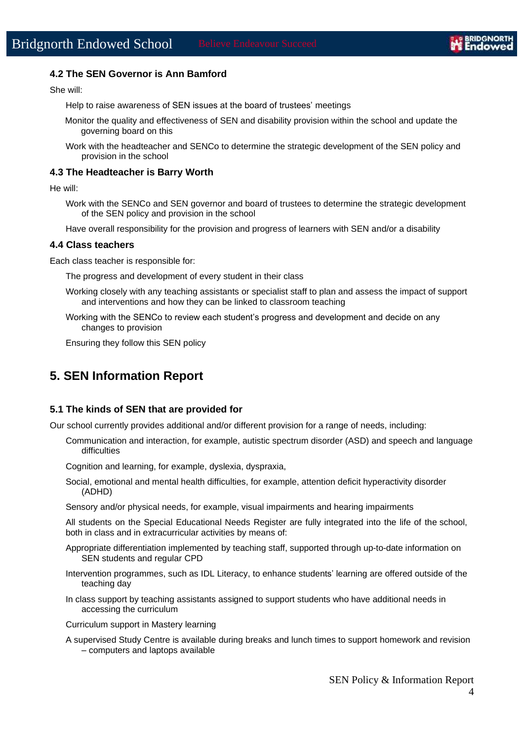### 4.2 The SEN Governor is Ann Bamford

She will:

- Help to raise awareness of SEN issues at the board of trustees' meetings
- Monitor the quality and effectiveness of SEN and disability provision within the school and update the governing board on this
- Work with the headteacher and SENCo to determine the strategic development of the SEN policy and provision in the school

### 4.3 The Headteacher is Barry Worth

He will:

- Work with the SENCo and SEN governor and board of trustees to determine the strategic development of the SEN policy and provision in the school
- Have overall responsibility for the provision and progress of learners with SEN and/or a disability

### 4.4 Class teachers

Each class teacher is responsible for:

- The progress and development of every student in their class
- Working closely with any teaching assistants or specialist staff to plan and assess the impact of support and interventions and how they can be linked to classroom teaching
- Working with the SENCo to review each student's progress and development and decide on any changes to provision
- Ensuring they follow this SEN policy

## 5. SEN Information Report

### 5.1 The kinds of SEN that are provided for

Our school currently provides additional and/or different provision for a range of needs, including:

- Communication and interaction, for example, autistic spectrum disorder (ASD) and speech and language difficulties
- Cognition and learning, for example, dyslexia, dyspraxia,
- Social, emotional and mental health difficulties, for example, attention deficit hyperactivity disorder (ADHD)
- Sensory and/or physical needs, for example, visual impairments and hearing impairments

All students on the Special Educational Needs Register are fully integrated into the life of the school, both in class and in extracurricular activities by means of:

- Appropriate differentiation implemented by teaching staff, supported through up-to-date information on SEN students and regular CPD
- Intervention programmes, such as IDL Literacy, to enhance students' learning are offered outside of the teaching day
- In class support by teaching assistants assigned to support students who have additional needs in accessing the curriculum
- Curriculum support in Mastery learning
- A supervised Study Centre is available during breaks and lunch times to support homework and revision – computers and laptops available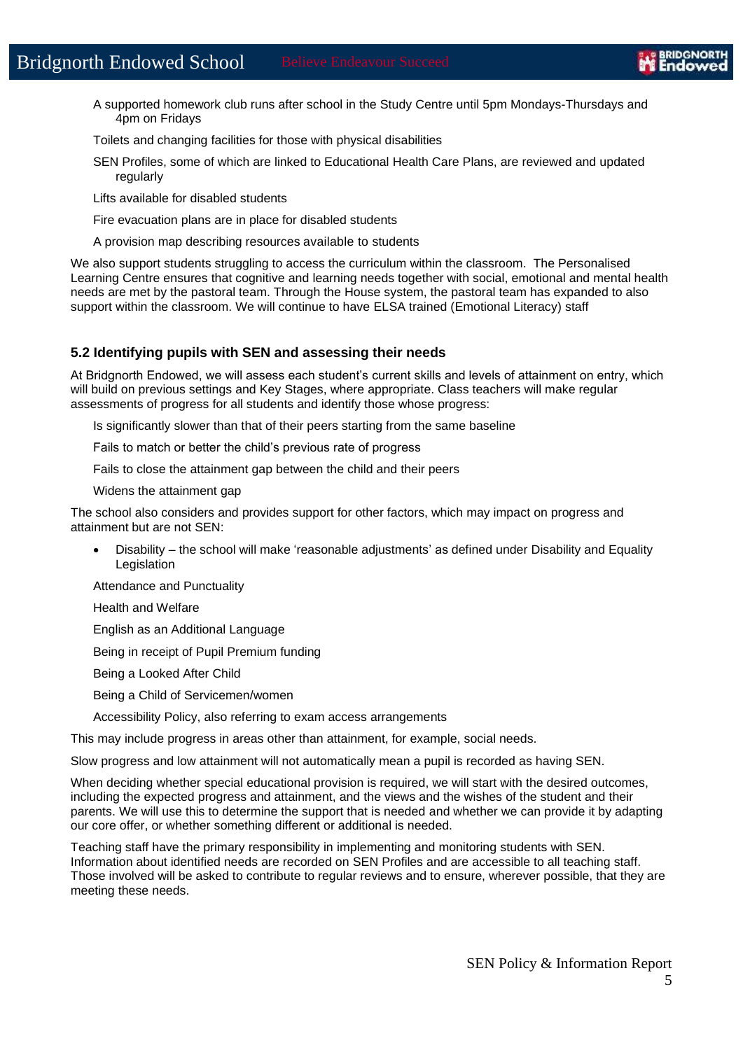- A supported homework club runs after school in the Study Centre until 5pm Mondays-Thursdays and 4pm on Fridays
- Toilets and changing facilities for those with physical disabilities
- SEN Profiles, some of which are linked to Educational Health Care Plans, are reviewed and updated regularly
- Lifts available for disabled students
- Fire evacuation plans are in place for disabled students
- A provision map describing resources available to students

We also support students struggling to access the curriculum within the classroom. The Personalised Learning Centre ensures that cognitive and learning needs together with social, emotional and mental health needs are met by the pastoral team. Through the House system, the pastoral team has expanded to also support within the classroom. We will continue to have ELSA trained (Emotional Literacy) staff

### 5.2 Identifying pupils with SEN and assessing their needs

At Bridgnorth Endowed, we will assess each student's current skills and levels of attainment on entry, which will build on previous settings and Key Stages, where appropriate. Class teachers will make regular assessments of progress for all students and identify those whose progress:

- Is significantly slower than that of their peers starting from the same baseline
- Fails to match or better the child's previous rate of progress
- Fails to close the attainment gap between the child and their peers
- Widens the attainment gap

The school also considers and provides support for other factors, which may impact on progress and attainment but are not SEN:

- Disability – the school will make 'reasonable adjustments' as defined under Disability and Equality Legislation
- Attendance and Punctuality
- Health and Welfare
- English as an Additional Language
- Being in receipt of Pupil Premium funding
- Being a Looked After Child
- Being a Child of Servicemen/women
- Accessibility Policy, also referring to exam access arrangements

This may include progress in areas other than attainment, for example, social needs.

Slow progress and low attainment will not automatically mean a pupil is recorded as having SEN.

When deciding whether special educational provision is required, we will start with the desired outcomes, including the expected progress and attainment, and the views and the wishes of the student and their parents. We will use this to determine the support that is needed and whether we can provide it by adapting our core offer, or whether something different or additional is needed.

Teaching staff have the primary responsibility in implementing and monitoring students with SEN. Information about identified needs are recorded on SEN Profiles and are accessible to all teaching staff. Those involved will be asked to contribute to regular reviews and to ensure, wherever possible, that they are meeting these needs.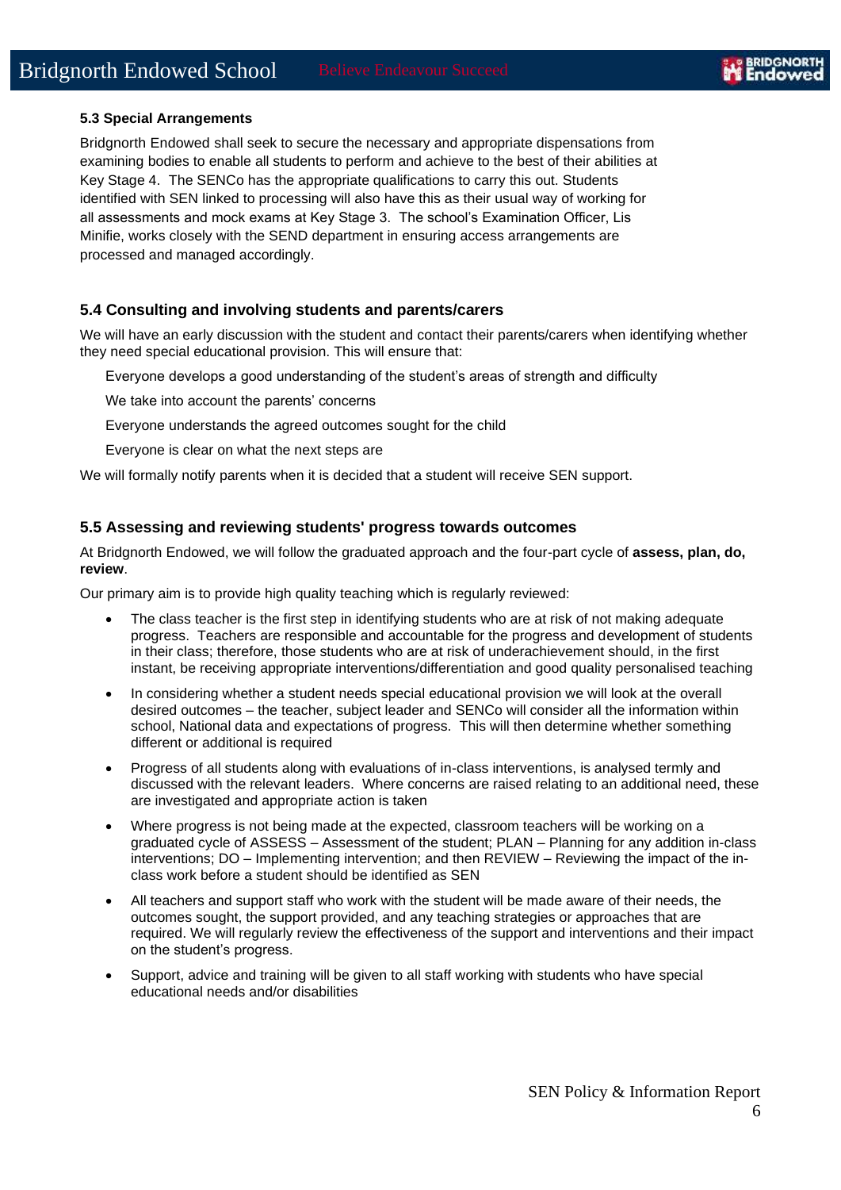### 5.3 Special Arrangements

Bridgnorth Endowed shall seek to secure the necessary and appropriate dispensations from examining bodies to enable all students to perform and achieve to the best of their abilities at Key Stage 4. The SENCo has the appropriate qualifications to carry this out. Students identified with SEN linked to processing will also have this as their usual way of working for all assessments and mock exams at Key Stage 3. The school's Examination Officer, Lis Minifie, works closely with the SEND department in ensuring access arrangements are processed and managed accordingly.

### 5.4 Consulting and involving students and parents/carers

We will have an early discussion with the student and contact their parents/carers when identifying whether they need special educational provision. This will ensure that:

- Everyone develops a good understanding of the student's areas of strength and difficulty
- We take into account the parents' concerns
- Everyone understands the agreed outcomes sought for the child
- Everyone is clear on what the next steps are

We will formally notify parents when it is decided that a student will receive SEN support.

### 5.5 Assessing and reviewing students' progress towards outcomes

At Bridgnorth Endowed, we will follow the graduated approach and the four-part cycle of **assess, plan, do, review**.

Our primary aim is to provide high quality teaching which is regularly reviewed:

- The class teacher is the first step in identifying students who are at risk of not making adequate progress. Teachers are responsible and accountable for the progress and development of students in their class; therefore, those students who are at risk of underachievement should, in the first instant, be receiving appropriate interventions/differentiation and good quality personalised teaching
- In considering whether a student needs special educational provision we will look at the overall desired outcomes – the teacher, subject leader and SENCo will consider all the information within school, National data and expectations of progress. This will then determine whether something different or additional is required
- Progress of all students along with evaluations of in-class interventions, is analysed termly and discussed with the relevant leaders. Where concerns are raised relating to an additional need, these are investigated and appropriate action is taken
- Where progress is not being made at the expected, classroom teachers will be working on a graduated cycle of ASSESS – Assessment of the student; PLAN – Planning for any addition in-class interventions; DO – Implementing intervention; and then REVIEW – Reviewing the impact of the in-class work before a student should be identified as SEN
- All teachers and support staff who work with the student will be made aware of their needs, the outcomes sought, the support provided, and any teaching strategies or approaches that are required. We will regularly review the effectiveness of the support and interventions and their impact on the student's progress.
- Support, advice and training will be given to all staff working with students who have special educational needs and/or disabilities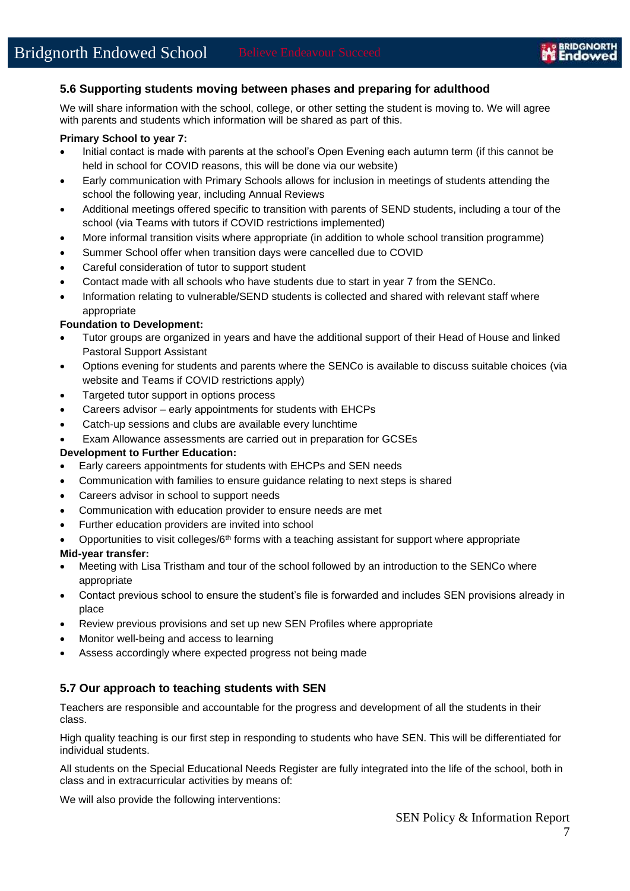### 5.6 Supporting students moving between phases and preparing for adulthood

We will share information with the school, college, or other setting the student is moving to. We will agree with parents and students which information will be shared as part of this.

**Primary School to year 7:**

- Initial contact is made with parents at the school's Open Evening each autumn term (if this cannot be held in school for COVID reasons, this will be done via our website)
- Early communication with Primary Schools allows for inclusion in meetings of students attending the school the following year, including Annual Reviews
- Additional meetings offered specific to transition with parents of SEND students, including a tour of the school (via Teams with tutors if COVID restrictions implemented)
- More informal transition visits where appropriate (in addition to whole school transition programme)
- Summer School offer when transition days were cancelled due to COVID
- Careful consideration of tutor to support student
- Contact made with all schools who have students due to start in year 7 from the SENCo.
- Information relating to vulnerable/SEND students is collected and shared with relevant staff where appropriate

**Foundation to Development:**

- Tutor groups are organized in years and have the additional support of their Head of House and linked Pastoral Support Assistant
- Options evening for students and parents where the SENCo is available to discuss suitable choices (via website and Teams if COVID restrictions apply)
- Targeted tutor support in options process
- Careers advisor – early appointments for students with EHCPs
- Catch-up sessions and clubs are available every lunchtime
- Exam Allowance assessments are carried out in preparation for GCSEs

**Development to Further Education:**

- Early careers appointments for students with EHCPs and SEN needs
- Communication with families to ensure guidance relating to next steps is shared
- Careers advisor in school to support needs
- Communication with education provider to ensure needs are met
- Further education providers are invited into school
- Opportunities to visit colleges/6th forms with a teaching assistant for support where appropriate

**Mid-year transfer:**

- Meeting with Lisa Tristham and tour of the school followed by an introduction to the SENCo where appropriate
- Contact previous school to ensure the student's file is forwarded and includes SEN provisions already in place
- Review previous provisions and set up new SEN Profiles where appropriate
- Monitor well-being and access to learning
- Assess accordingly where expected progress not being made

### 5.7 Our approach to teaching students with SEN

Teachers are responsible and accountable for the progress and development of all the students in their class.

High quality teaching is our first step in responding to students who have SEN. This will be differentiated for individual students.

All students on the Special Educational Needs Register are fully integrated into the life of the school, both in class and in extracurricular activities by means of:

We will also provide the following interventions: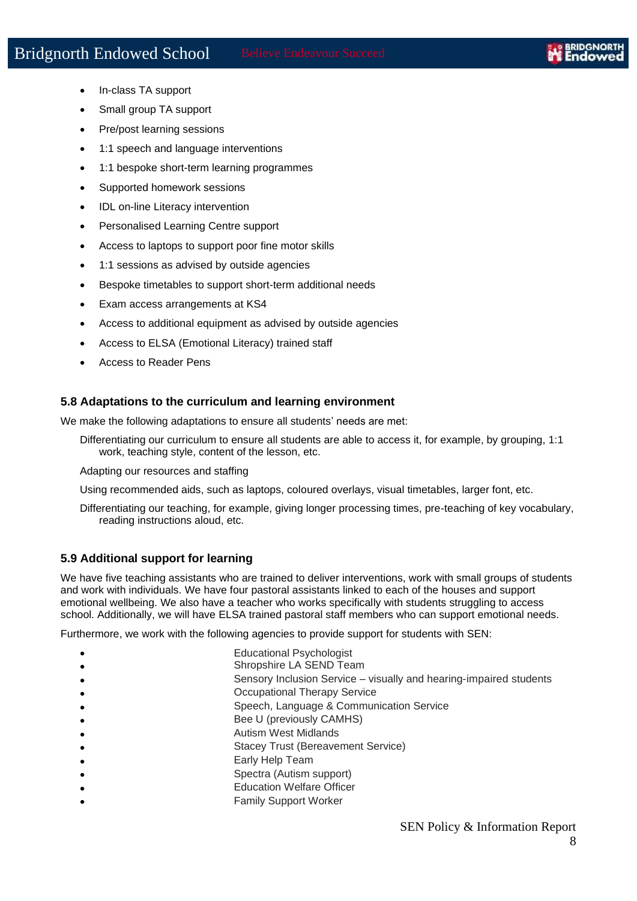- In-class TA support
- Small group TA support
- Pre/post learning sessions
- 1:1 speech and language interventions
- 1:1 bespoke short-term learning programmes
- Supported homework sessions
- IDL on-line Literacy intervention
- Personalised Learning Centre support
- Access to laptops to support poor fine motor skills
- 1:1 sessions as advised by outside agencies
- Bespoke timetables to support short-term additional needs
- Exam access arrangements at KS4
- Access to additional equipment as advised by outside agencies
- Access to ELSA (Emotional Literacy) trained staff
- Access to Reader Pens

### 5.8 Adaptations to the curriculum and learning environment

We make the following adaptations to ensure all students' needs are met:

Differentiating our curriculum to ensure all students are able to access it, for example, by grouping, 1:1 work, teaching style, content of the lesson, etc.

Adapting our resources and staffing

Using recommended aids, such as laptops, coloured overlays, visual timetables, larger font, etc.

Differentiating our teaching, for example, giving longer processing times, pre-teaching of key vocabulary, reading instructions aloud, etc.

### 5.9 Additional support for learning

We have five teaching assistants who are trained to deliver interventions, work with small groups of students and work with individuals. We have four pastoral assistants linked to each of the houses and support emotional wellbeing. We also have a teacher who works specifically with students struggling to access school. Additionally, we will have ELSA trained pastoral staff members who can support emotional needs.

Furthermore, we work with the following agencies to provide support for students with SEN:

- Educational Psychologist
- Shropshire LA SEND Team
- Sensory Inclusion Service – visually and hearing-impaired students
- Occupational Therapy Service
- Speech, Language & Communication Service
- Bee U (previously CAMHS)
- Autism West Midlands
- Stacey Trust (Bereavement Service)
- Early Help Team
- Spectra (Autism support)
- Education Welfare Officer
- Family Support Worker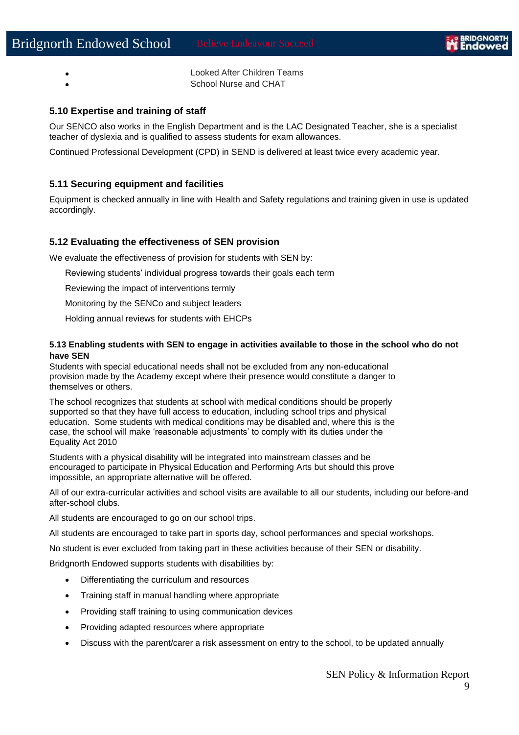- Looked After Children Teams
- School Nurse and CHAT

### 5.10 Expertise and training of staff

Our SENCO also works in the English Department and is the LAC Designated Teacher, she is a specialist teacher of dyslexia and is qualified to assess students for exam allowances.

Continued Professional Development (CPD) in SEND is delivered at least twice every academic year.

### 5.11 Securing equipment and facilities

Equipment is checked annually in line with Health and Safety regulations and training given in use is updated accordingly.

### 5.12 Evaluating the effectiveness of SEN provision

We evaluate the effectiveness of provision for students with SEN by:

Reviewing students' individual progress towards their goals each term

Reviewing the impact of interventions termly

Monitoring by the SENCo and subject leaders

Holding annual reviews for students with EHCPs

#### 5.13 Enabling students with SEN to engage in activities available to those in the school who do not have SEN

Students with special educational needs shall not be excluded from any non-educational provision made by the Academy except where their presence would constitute a danger to themselves or others.

The school recognizes that students at school with medical conditions should be properly supported so that they have full access to education, including school trips and physical education. Some students with medical conditions may be disabled and, where this is the case, the school will make 'reasonable adjustments' to comply with its duties under the Equality Act 2010

Students with a physical disability will be integrated into mainstream classes and be encouraged to participate in Physical Education and Performing Arts but should this prove impossible, an appropriate alternative will be offered.

All of our extra-curricular activities and school visits are available to all our students, including our before-and after-school clubs.

All students are encouraged to go on our school trips.

All students are encouraged to take part in sports day, school performances and special workshops.

No student is ever excluded from taking part in these activities because of their SEN or disability.

Bridgnorth Endowed supports students with disabilities by:

- Differentiating the curriculum and resources
- Training staff in manual handling where appropriate
- Providing staff training to using communication devices
- Providing adapted resources where appropriate
- Discuss with the parent/carer a risk assessment on entry to the school, to be updated annually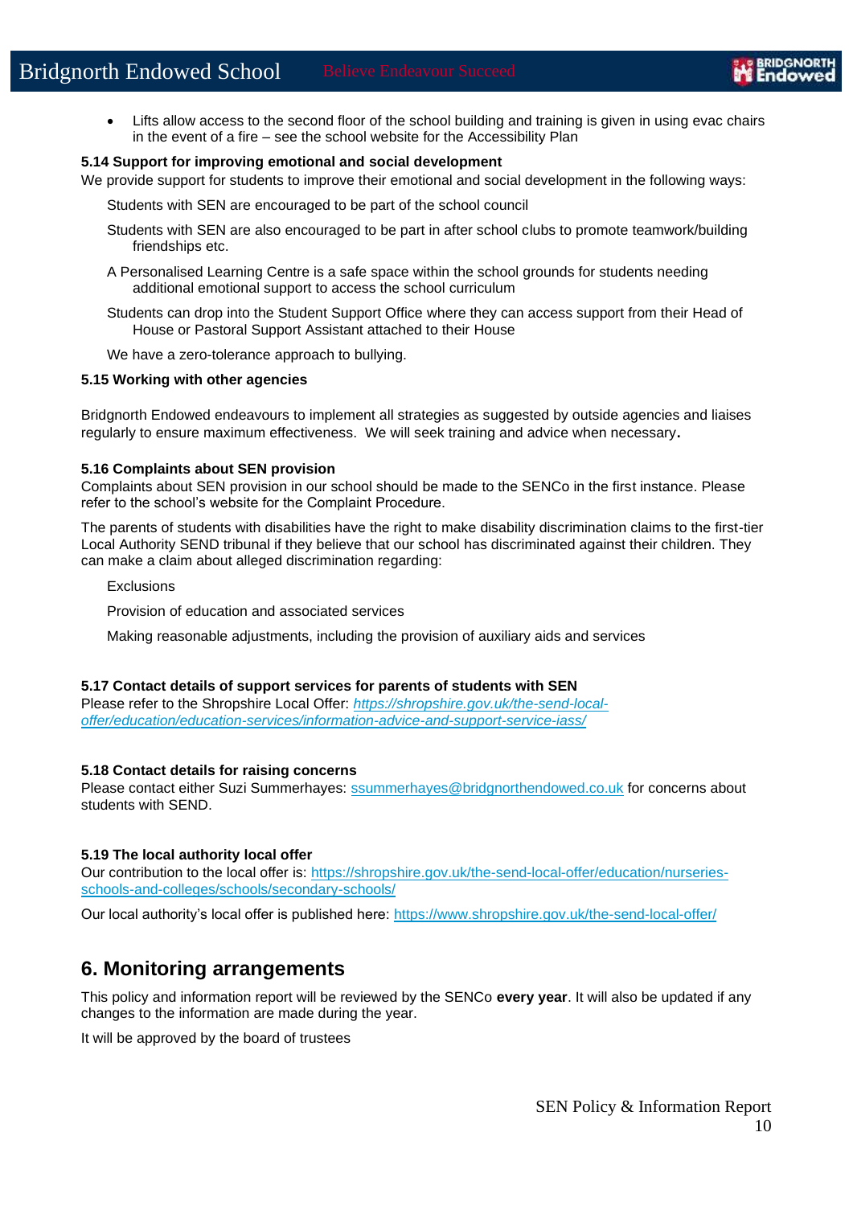- Lifts allow access to the second floor of the school building and training is given in using evac chairs in the event of a fire – see the school website for the Accessibility Plan

**5.14 Support for improving emotional and social development**

We provide support for students to improve their emotional and social development in the following ways:

Students with SEN are encouraged to be part of the school council

Students with SEN are also encouraged to be part in after school clubs to promote teamwork/building friendships etc.

A Personalised Learning Centre is a safe space within the school grounds for students needing additional emotional support to access the school curriculum

Students can drop into the Student Support Office where they can access support from their Head of House or Pastoral Support Assistant attached to their House

We have a zero-tolerance approach to bullying.

**5.15 Working with other agencies**

Bridgnorth Endowed endeavours to implement all strategies as suggested by outside agencies and liaises regularly to ensure maximum effectiveness. We will seek training and advice when necessary**.**

**5.16 Complaints about SEN provision**

Complaints about SEN provision in our school should be made to the SENCo in the first instance. Please refer to the school's website for the Complaint Procedure.

The parents of students with disabilities have the right to make disability discrimination claims to the first-tier Local Authority SEND tribunal if they believe that our school has discriminated against their children. They can make a claim about alleged discrimination regarding:

Exclusions

Provision of education and associated services

Making reasonable adjustments, including the provision of auxiliary aids and services

**5.17 Contact details of support services for parents of students with SEN**

Please refer to the Shropshire Local Offer: *https://shropshire.gov.uk/the-send-local-offer/education/education-services/information-advice-and-support-service-iass/*

**5.18 Contact details for raising concerns**

Please contact either Suzi Summerhayes: ssummerhayes@bridgnorthendowed.co.uk for concerns about students with SEND.

**5.19 The local authority local offer**

Our contribution to the local offer is: https://shropshire.gov.uk/the-send-local-offer/education/nurseries-schools-and-colleges/schools/secondary-schools/

Our local authority's local offer is published here: https://www.shropshire.gov.uk/the-send-local-offer/

## 6. Monitoring arrangements

This policy and information report will be reviewed by the SENCo **every year**. It will also be updated if any changes to the information are made during the year.

It will be approved by the board of trustees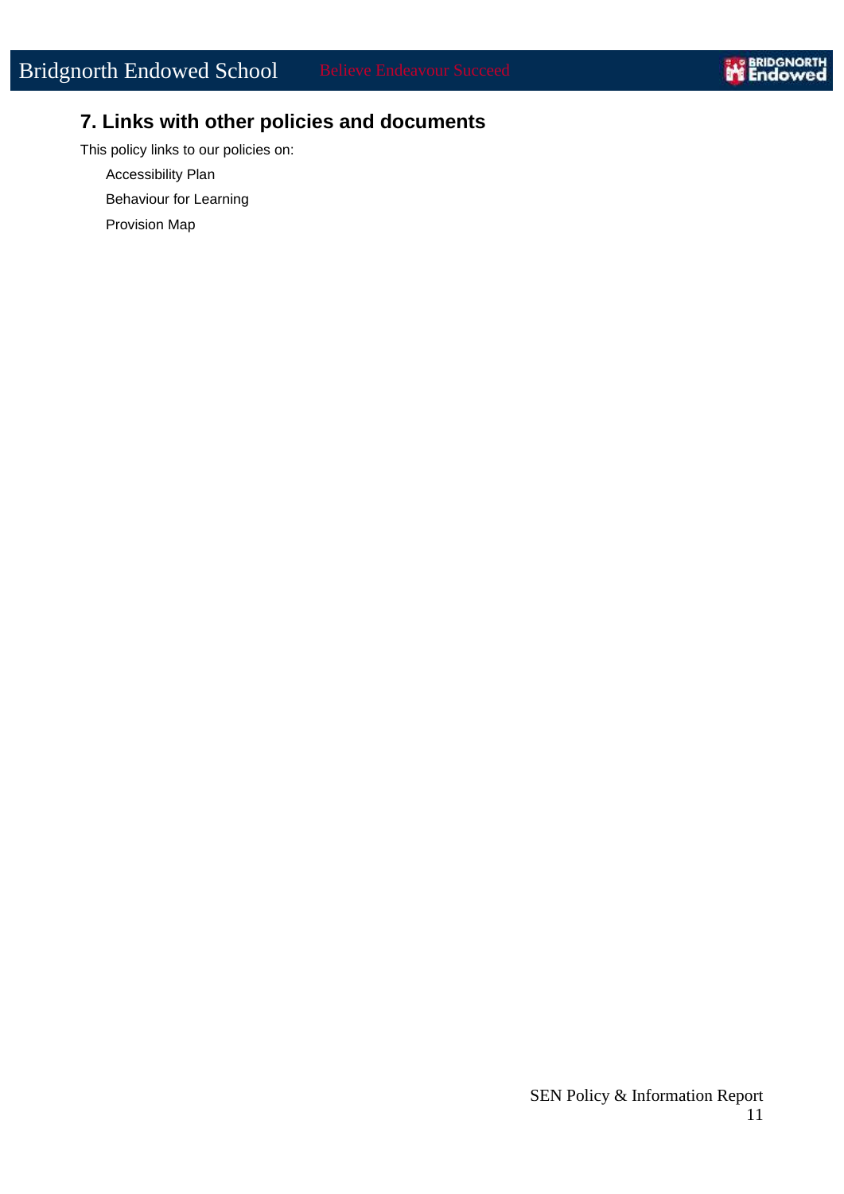## 7. Links with other policies and documents

This policy links to our policies on:

- Accessibility Plan
- Behaviour for Learning
- Provision Map